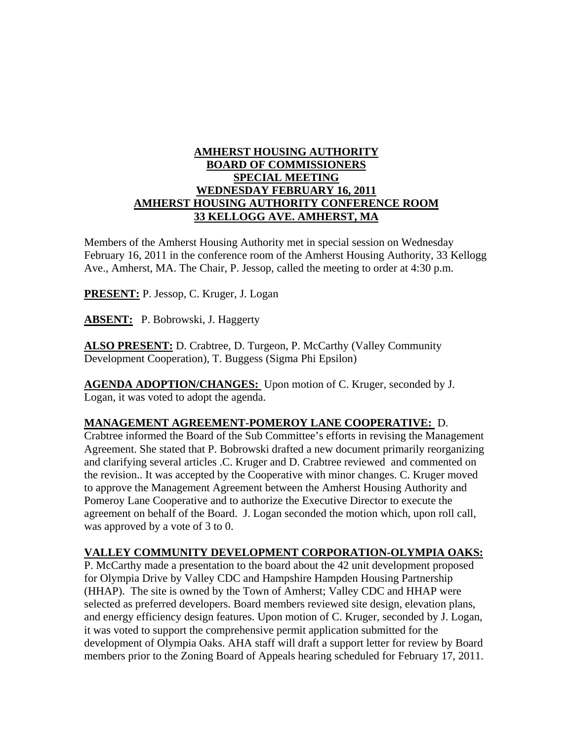# AMHERST HOUSING AUTHORITY
# BOARD OF COMMISSIONERS
# SPECIAL MEETING
# WEDNESDAY FEBRUARY 16, 2011
# AMHERST HOUSING AUTHORITY CONFERENCE ROOM
# 33 KELLOGG AVE. AMHERST, MA

Members of the Amherst Housing Authority met in special session on Wednesday February 16, 2011 in the conference room of the Amherst Housing Authority, 33 Kellogg Ave., Amherst, MA. The Chair, P. Jessop, called the meeting to order at 4:30 p.m.

**PRESENT:** P. Jessop, C. Kruger, J. Logan

**ABSENT:** P. Bobrowski, J. Haggerty

**ALSO PRESENT:** D. Crabtree, D. Turgeon, P. McCarthy (Valley Community Development Cooperation), T. Buggess (Sigma Phi Epsilon)

**AGENDA ADOPTION/CHANGES:** Upon motion of C. Kruger, seconded by J. Logan, it was voted to adopt the agenda.

**MANAGEMENT AGREEMENT-POMEROY LANE COOPERATIVE:** D. Crabtree informed the Board of the Sub Committee's efforts in revising the Management Agreement. She stated that P. Bobrowski drafted a new document primarily reorganizing and clarifying several articles .C. Kruger and D. Crabtree reviewed and commented on the revision.. It was accepted by the Cooperative with minor changes. C. Kruger moved to approve the Management Agreement between the Amherst Housing Authority and Pomeroy Lane Cooperative and to authorize the Executive Director to execute the agreement on behalf of the Board. J. Logan seconded the motion which, upon roll call, was approved by a vote of 3 to 0.

**VALLEY COMMUNITY DEVELOPMENT CORPORATION-OLYMPIA OAKS:** P. McCarthy made a presentation to the board about the 42 unit development proposed for Olympia Drive by Valley CDC and Hampshire Hampden Housing Partnership (HHAP). The site is owned by the Town of Amherst; Valley CDC and HHAP were selected as preferred developers. Board members reviewed site design, elevation plans, and energy efficiency design features. Upon motion of C. Kruger, seconded by J. Logan, it was voted to support the comprehensive permit application submitted for the development of Olympia Oaks. AHA staff will draft a support letter for review by Board members prior to the Zoning Board of Appeals hearing scheduled for February 17, 2011.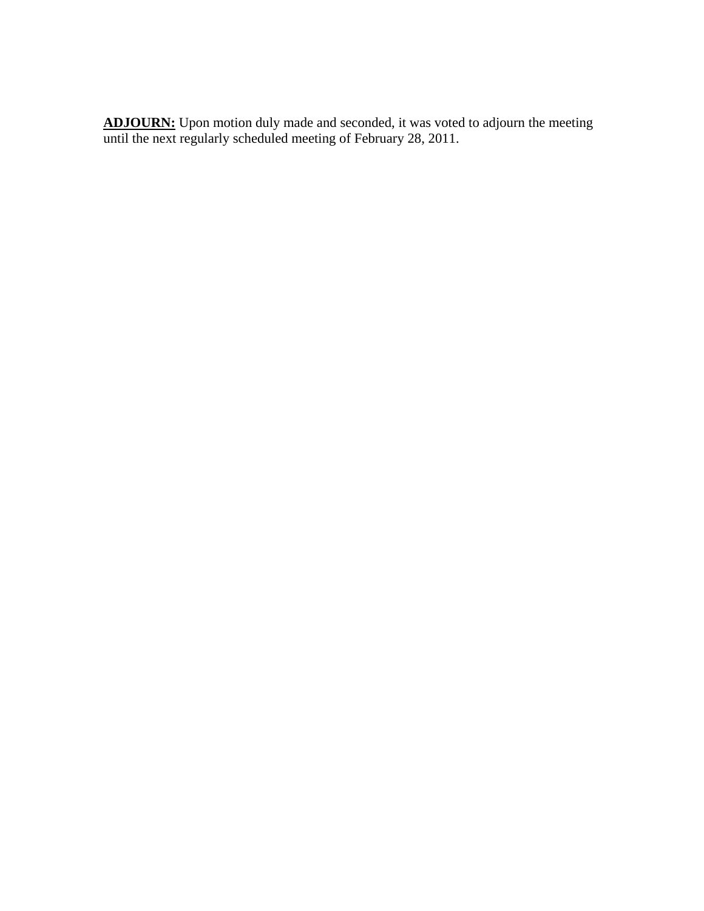**ADJOURN:** Upon motion duly made and seconded, it was voted to adjourn the meeting until the next regularly scheduled meeting of February 28, 2011.